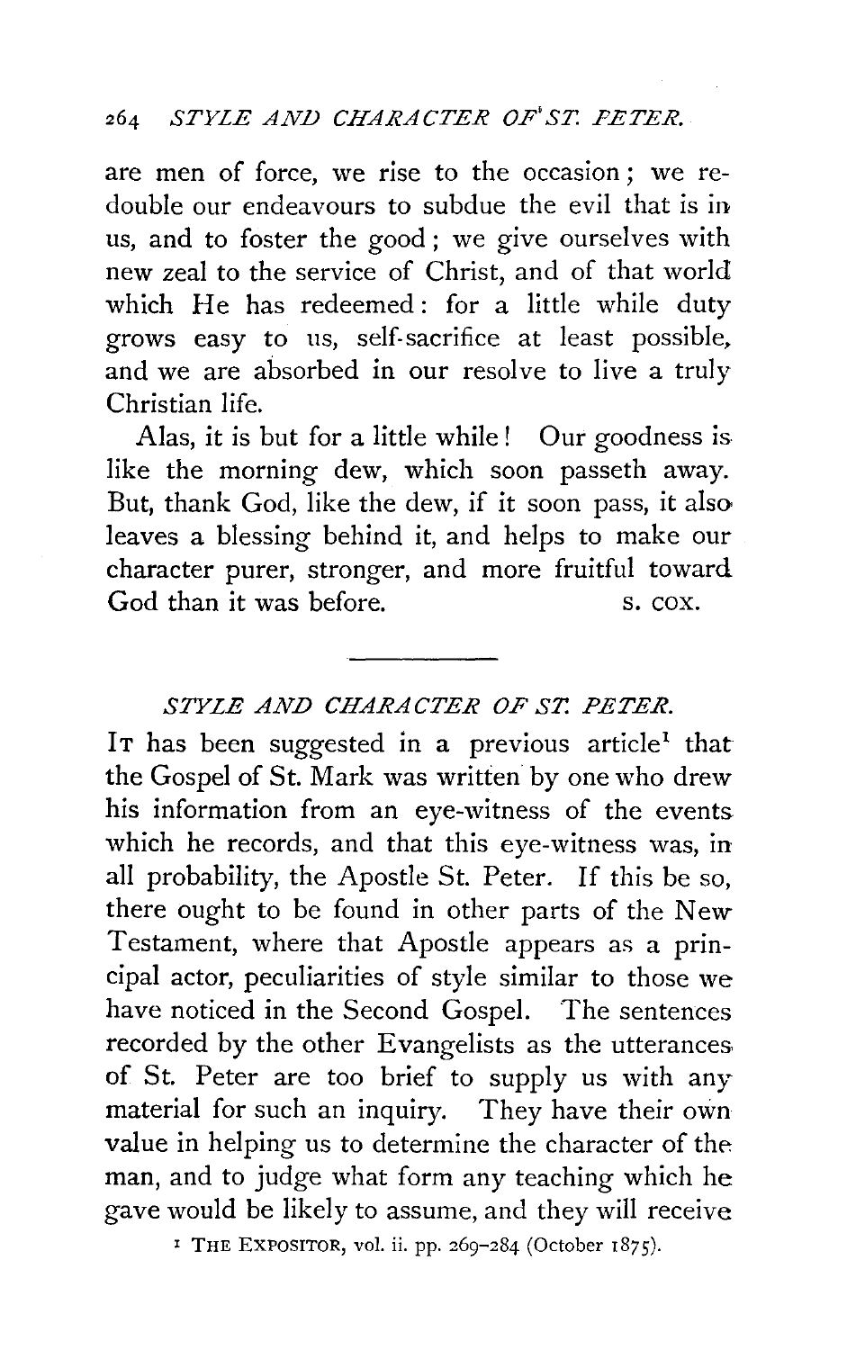are men of force, we rise to the occasion; we redouble our endeavours to subdue the evil that is in us, and to foster the good; we give ourselves with new zeal to the service of Christ, and of that world which He has redeemed: for a little while duty grows easy to us, self-sacrifice at least possible, and we are absorbed in our resolve to live a truly Christian life.

Alas, it is but for a little while! Our goodness is like the morning dew, which soon passeth away. But, thank God, like the dew, if it soon pass, it also leaves a blessing behind it, and helps to make our character purer, stronger, and more fruitful toward God than it was before. S. COX.

---

## *STYLE AND CHARACTER OF ST. PETER.*

It has been suggested in a previous article[1] that the Gospel of St. Mark was written by one who drew his information from an eye-witness of the events which he records, and that this eye-witness was, in all probability, the Apostle St. Peter. If this be so, there ought to be found in other parts of the New Testament, where that Apostle appears as a principal actor, peculiarities of style similar to those we have noticed in the Second Gospel. The sentences recorded by the other Evangelists as the utterances of St. Peter are too brief to supply us with any material for such an inquiry. They have their own value in helping us to determine the character of the man, and to judge what form any teaching which he gave would be likely to assume, and they will receive

[1] THE EXPOSITOR, vol. ii. pp. 269–284 (October 1875).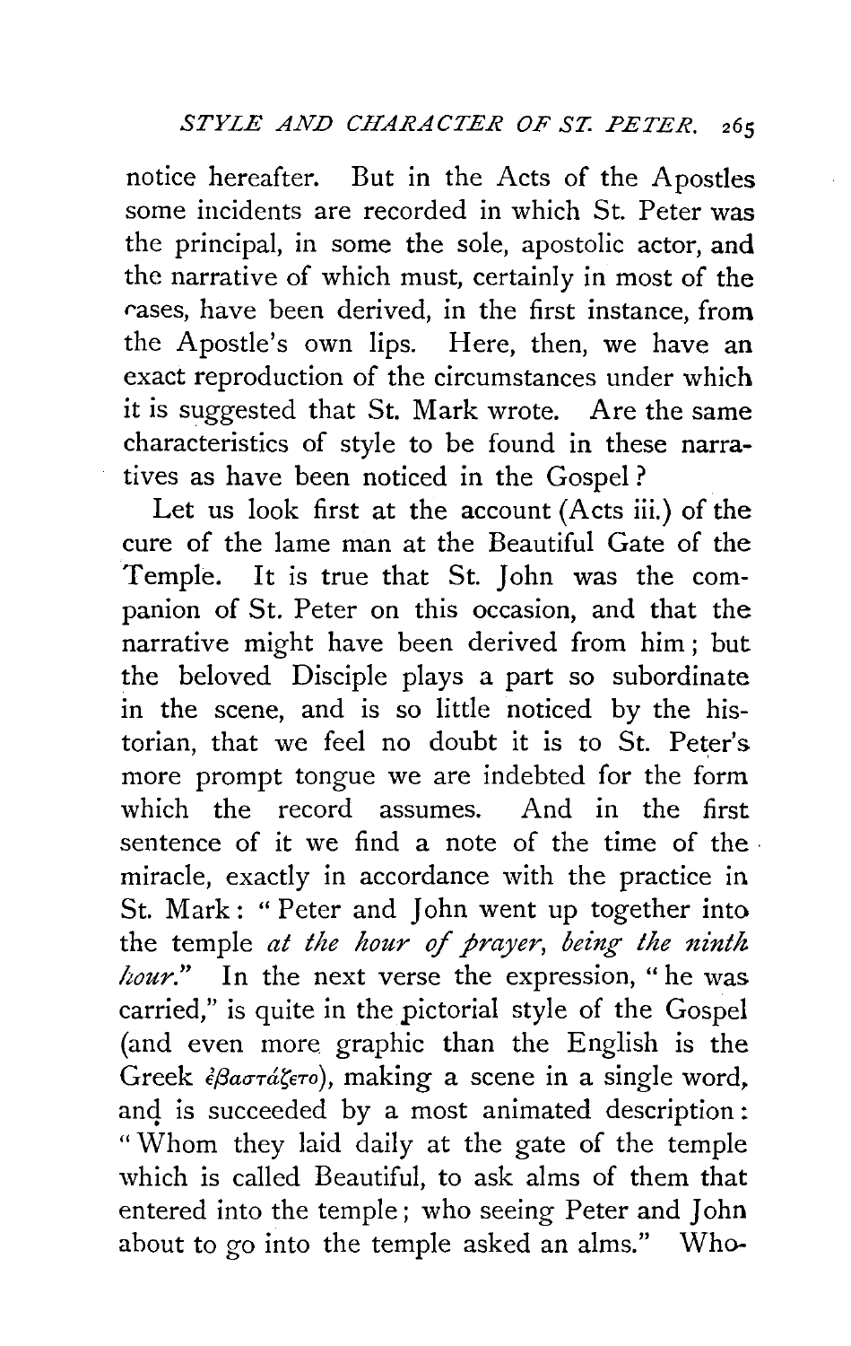notice hereafter. But in the Acts of the Apostles some incidents are recorded in which St. Peter was the principal, in some the sole, apostolic actor, and the narrative of which must, certainly in most of the cases, have been derived, in the first instance, from the Apostle's own lips. Here, then, we have an exact reproduction of the circumstances under which it is suggested that St. Mark wrote. Are the same characteristics of style to be found in these narratives as have been noticed in the Gospel?

Let us look first at the account (Acts iii.) of the cure of the lame man at the Beautiful Gate of the Temple. It is true that St. John was the companion of St. Peter on this occasion, and that the narrative might have been derived from him; but the beloved Disciple plays a part so subordinate in the scene, and is so little noticed by the historian, that we feel no doubt it is to St. Peter's more prompt tongue we are indebted for the form which the record assumes. And in the first sentence of it we find a note of the time of the miracle, exactly in accordance with the practice in St. Mark: "Peter and John went up together into the temple *at the hour of prayer, being the ninth hour.*" In the next verse the expression, "he was carried," is quite in the pictorial style of the Gospel (and even more graphic than the English is the Greek ἐβαστάζετο), making a scene in a single word, and is succeeded by a most animated description: "Whom they laid daily at the gate of the temple which is called Beautiful, to ask alms of them that entered into the temple; who seeing Peter and John about to go into the temple asked an alms." Who-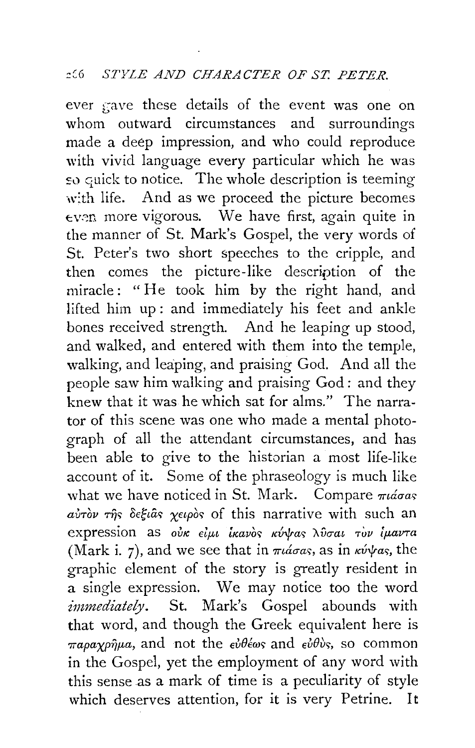ever gave these details of the event was one on whom outward circumstances and surroundings made a deep impression, and who could reproduce with vivid language every particular which he was so quick to notice. The whole description is teeming with life. And as we proceed the picture becomes even more vigorous. We have first, again quite in the manner of St. Mark's Gospel, the very words of St. Peter's two short speeches to the cripple, and then comes the picture-like description of the miracle: "He took him by the right hand, and lifted him up: and immediately his feet and ankle bones received strength. And he leaping up stood, and walked, and entered with them into the temple, walking, and leaping, and praising God. And all the people saw him walking and praising God: and they knew that it was he which sat for alms." The narrator of this scene was one who made a mental photograph of all the attendant circumstances, and has been able to give to the historian a most life-like account of it. Some of the phraseology is much like what we have noticed in St. Mark. Compare πιάσας αὐτὸν τῆς δεξιᾶς χειρὸς of this narrative with such an expression as οὐκ εἰμὶ ἱκανὸς κύψας λῦσαι τὸν ἱμάντα (Mark i. 7), and we see that in πιάσας, as in κύψας, the graphic element of the story is greatly resident in a single expression. We may notice too the word *immediately*. St. Mark's Gospel abounds with that word, and though the Greek equivalent here is παραχρῆμα, and not the εὐθέως and εὐθὺς, so common in the Gospel, yet the employment of any word with this sense as a mark of time is a peculiarity of style which deserves attention, for it is very Petrine. It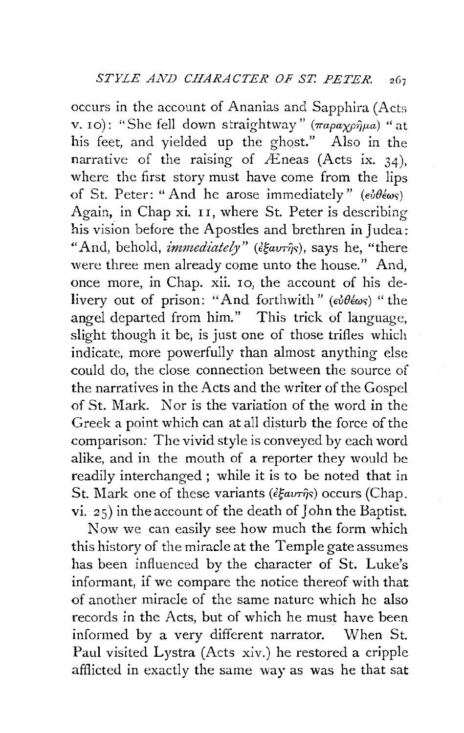occurs in the account of Ananias and Sapphira (Acts v. 10): "She fell down straightway" (παραχρῆμα) "at his feet, and yielded up the ghost." Also in the narrative of the raising of Æneas (Acts ix. 34), where the first story must have come from the lips of St. Peter: "And he arose immediately" (εὐθέως) Again, in Chap xi. 11, where St. Peter is describing his vision before the Apostles and brethren in Judea: "And, behold, *immediately*" (ἐξαυτῆς), says he, "there were three men already come unto the house." And, once more, in Chap. xii. 10, the account of his delivery out of prison: "And forthwith" (εὐθέως) "the angel departed from him." This trick of language, slight though it be, is just one of those trifles which indicate, more powerfully than almost anything else could do, the close connection between the source of the narratives in the Acts and the writer of the Gospel of St. Mark. Nor is the variation of the word in the Greek a point which can at all disturb the force of the comparison: The vivid style is conveyed by each word alike, and in the mouth of a reporter they would be readily interchanged; while it is to be noted that in St. Mark one of these variants (ἐξαυτῆς) occurs (Chap. vi. 25) in the account of the death of John the Baptist.

Now we can easily see how much the form which this history of the miracle at the Temple gate assumes has been influenced by the character of St. Luke's informant, if we compare the notice thereof with that of another miracle of the same nature which he also records in the Acts, but of which he must have been informed by a very different narrator. When St. Paul visited Lystra (Acts xiv.) he restored a cripple afflicted in exactly the same way as was he that sat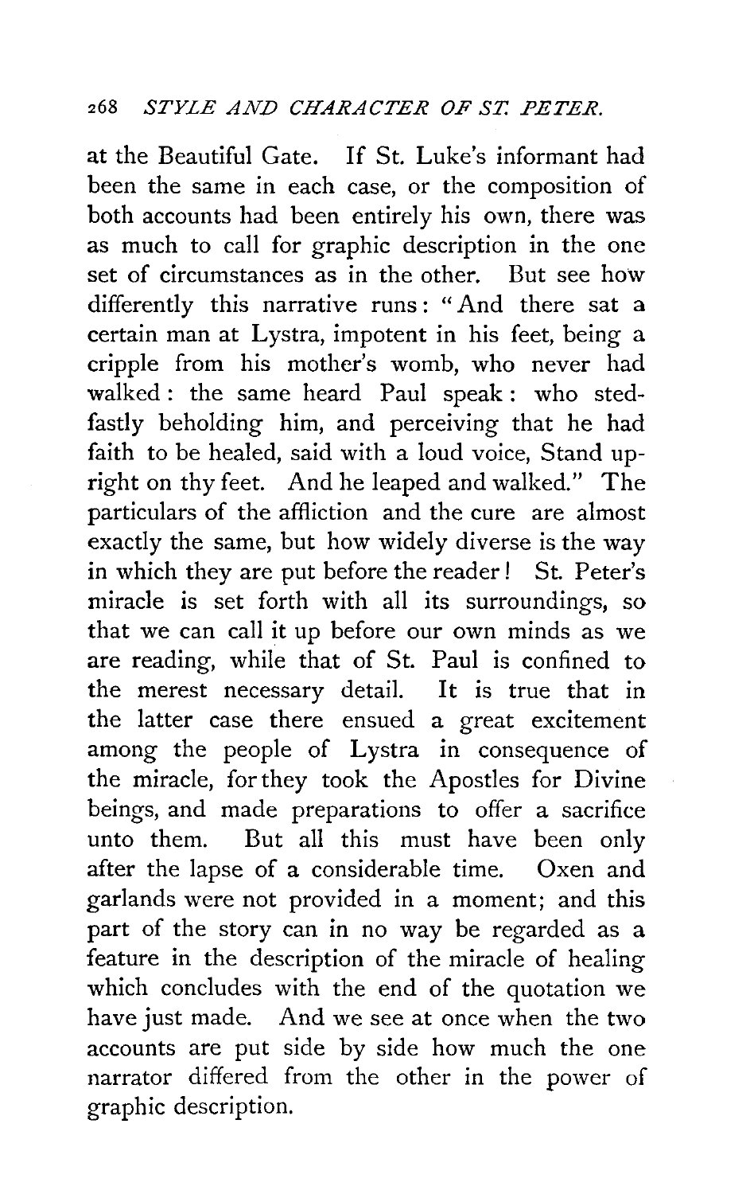at the Beautiful Gate. If St. Luke's informant had been the same in each case, or the composition of both accounts had been entirely his own, there was as much to call for graphic description in the one set of circumstances as in the other. But see how differently this narrative runs: "And there sat a certain man at Lystra, impotent in his feet, being a cripple from his mother's womb, who never had walked: the same heard Paul speak: who stedfastly beholding him, and perceiving that he had faith to be healed, said with a loud voice, Stand upright on thy feet. And he leaped and walked." The particulars of the affliction and the cure are almost exactly the same, but how widely diverse is the way in which they are put before the reader! St. Peter's miracle is set forth with all its surroundings, so that we can call it up before our own minds as we are reading, while that of St. Paul is confined to the merest necessary detail. It is true that in the latter case there ensued a great excitement among the people of Lystra in consequence of the miracle, for they took the Apostles for Divine beings, and made preparations to offer a sacrifice unto them. But all this must have been only after the lapse of a considerable time. Oxen and garlands were not provided in a moment; and this part of the story can in no way be regarded as a feature in the description of the miracle of healing which concludes with the end of the quotation we have just made. And we see at once when the two accounts are put side by side how much the one narrator differed from the other in the power of graphic description.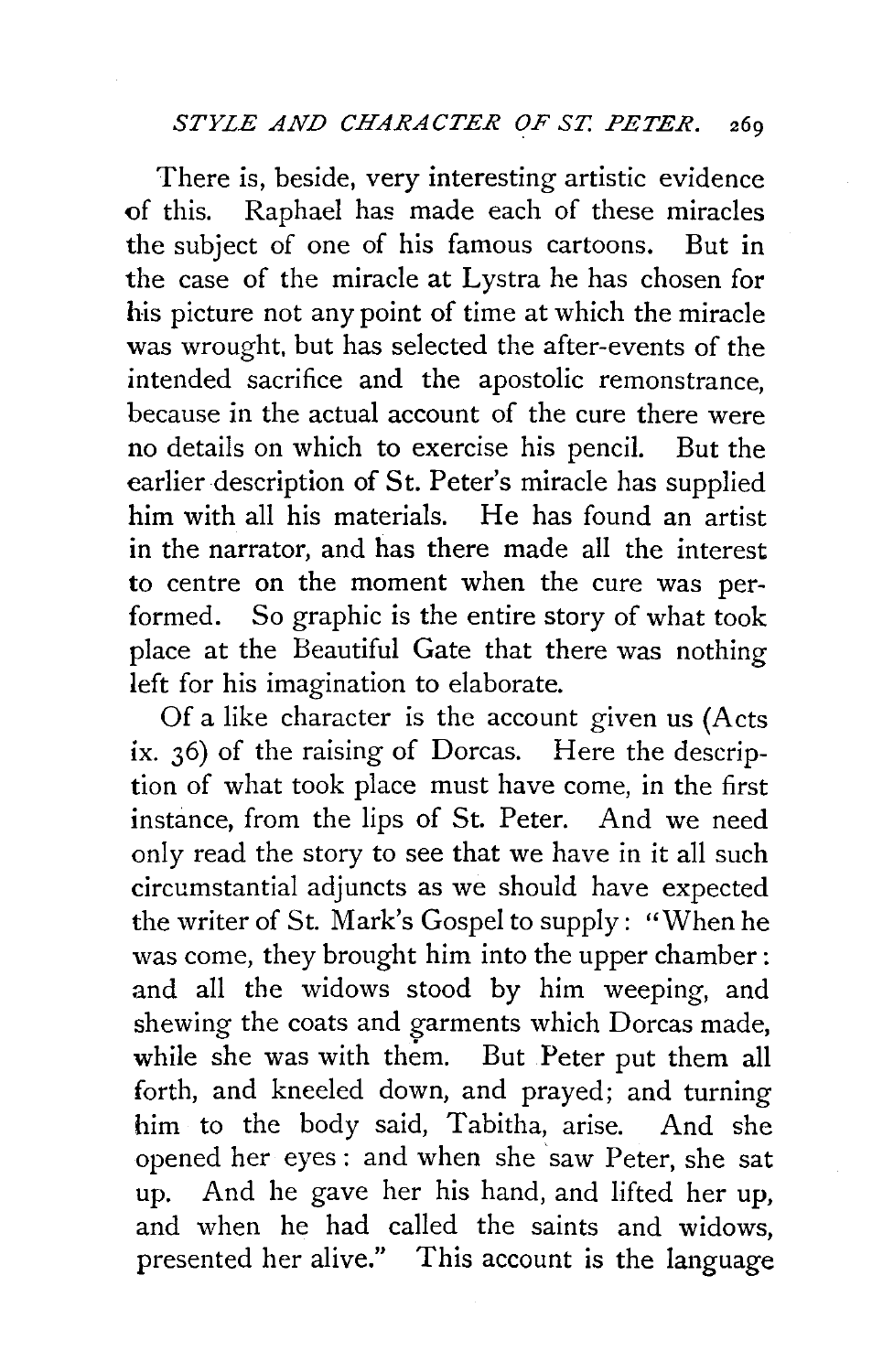There is, beside, very interesting artistic evidence of this. Raphael has made each of these miracles the subject of one of his famous cartoons. But in the case of the miracle at Lystra he has chosen for his picture not any point of time at which the miracle was wrought, but has selected the after-events of the intended sacrifice and the apostolic remonstrance, because in the actual account of the cure there were no details on which to exercise his pencil. But the earlier description of St. Peter's miracle has supplied him with all his materials. He has found an artist in the narrator, and has there made all the interest to centre on the moment when the cure was performed. So graphic is the entire story of what took place at the Beautiful Gate that there was nothing left for his imagination to elaborate.

Of a like character is the account given us (Acts ix. 36) of the raising of Dorcas. Here the description of what took place must have come, in the first instance, from the lips of St. Peter. And we need only read the story to see that we have in it all such circumstantial adjuncts as we should have expected the writer of St. Mark's Gospel to supply: "When he was come, they brought him into the upper chamber: and all the widows stood by him weeping, and shewing the coats and garments which Dorcas made, while she was with them. But Peter put them all forth, and kneeled down, and prayed; and turning him to the body said, Tabitha, arise. And she opened her eyes: and when she saw Peter, she sat up. And he gave her his hand, and lifted her up, and when he had called the saints and widows, presented her alive." This account is the language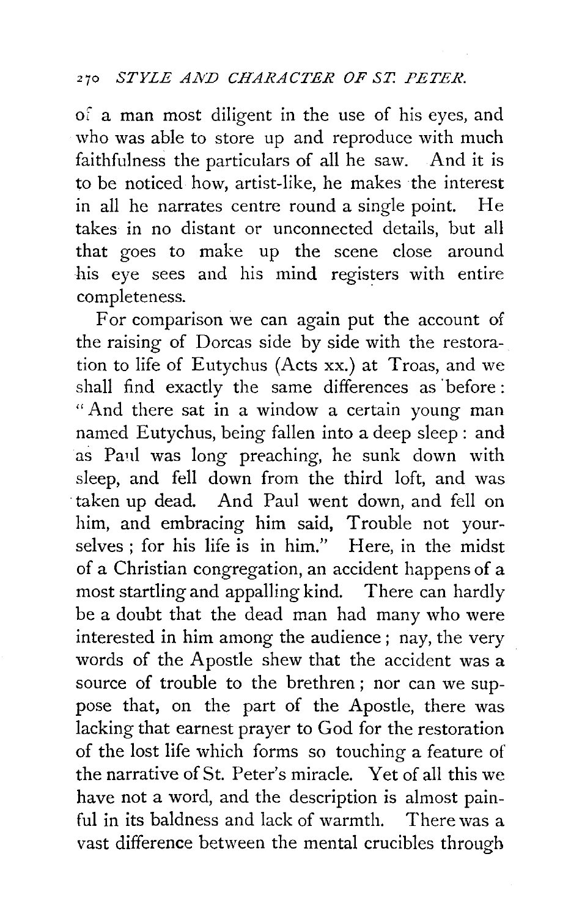of a man most diligent in the use of his eyes, and who was able to store up and reproduce with much faithfulness the particulars of all he saw. And it is to be noticed how, artist-like, he makes the interest in all he narrates centre round a single point. He takes in no distant or unconnected details, but all that goes to make up the scene close around his eye sees and his mind registers with entire completeness.

For comparison we can again put the account of the raising of Dorcas side by side with the restoration to life of Eutychus (Acts xx.) at Troas, and we shall find exactly the same differences as before: "And there sat in a window a certain young man named Eutychus, being fallen into a deep sleep: and as Paul was long preaching, he sunk down with sleep, and fell down from the third loft, and was taken up dead. And Paul went down, and fell on him, and embracing him said, Trouble not yourselves; for his life is in him." Here, in the midst of a Christian congregation, an accident happens of a most startling and appalling kind. There can hardly be a doubt that the dead man had many who were interested in him among the audience; nay, the very words of the Apostle shew that the accident was a source of trouble to the brethren; nor can we suppose that, on the part of the Apostle, there was lacking that earnest prayer to God for the restoration of the lost life which forms so touching a feature of the narrative of St. Peter's miracle. Yet of all this we have not a word, and the description is almost painful in its baldness and lack of warmth. There was a vast difference between the mental crucibles through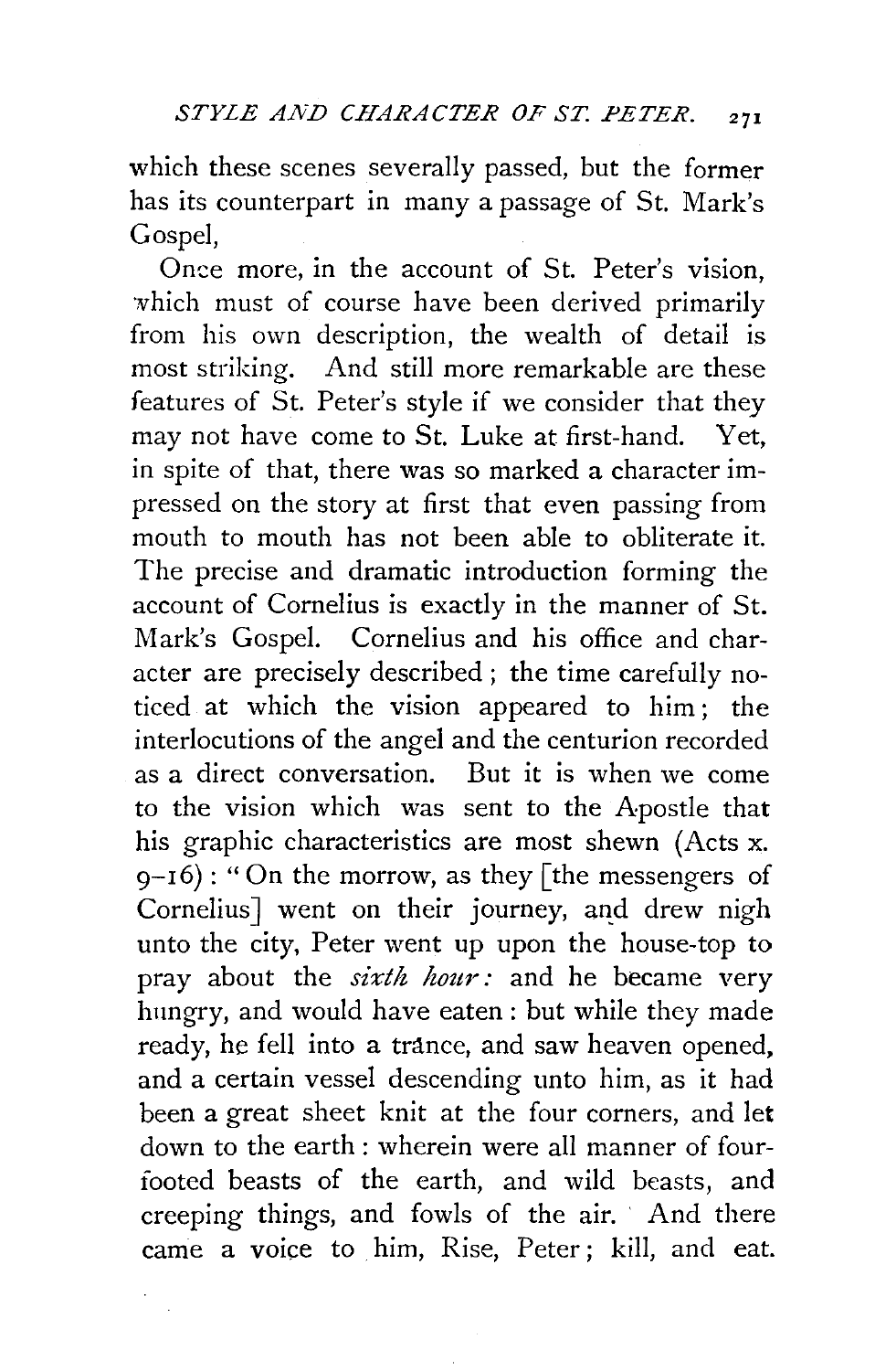which these scenes severally passed, but the former has its counterpart in many a passage of St. Mark's Gospel,

Once more, in the account of St. Peter's vision, which must of course have been derived primarily from his own description, the wealth of detail is most striking. And still more remarkable are these features of St. Peter's style if we consider that they may not have come to St. Luke at first-hand. Yet, in spite of that, there was so marked a character impressed on the story at first that even passing from mouth to mouth has not been able to obliterate it. The precise and dramatic introduction forming the account of Cornelius is exactly in the manner of St. Mark's Gospel. Cornelius and his office and character are precisely described; the time carefully noticed at which the vision appeared to him; the interlocutions of the angel and the centurion recorded as a direct conversation. But it is when we come to the vision which was sent to the Apostle that his graphic characteristics are most shewn (Acts x. 9–16): "On the morrow, as they [the messengers of Cornelius] went on their journey, and drew nigh unto the city, Peter went up upon the house-top to pray about the *sixth hour:* and he became very hungry, and would have eaten: but while they made ready, he fell into a trance, and saw heaven opened, and a certain vessel descending unto him, as it had been a great sheet knit at the four corners, and let down to the earth: wherein were all manner of four-footed beasts of the earth, and wild beasts, and creeping things, and fowls of the air. And there came a voice to him, Rise, Peter; kill, and eat.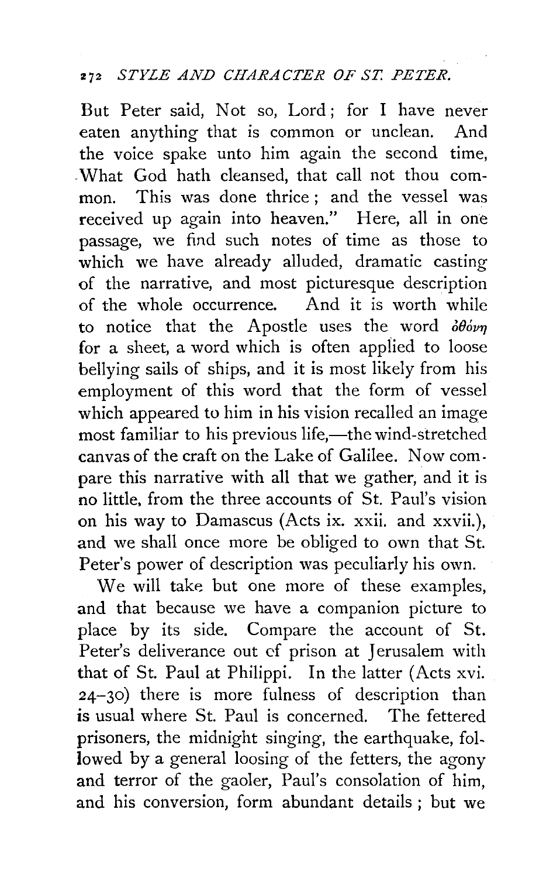But Peter said, Not so, Lord; for I have never eaten anything that is common or unclean. And the voice spake unto him again the second time, What God hath cleansed, that call not thou common. This was done thrice; and the vessel was received up again into heaven." Here, all in one passage, we find such notes of time as those to which we have already alluded, dramatic casting of the narrative, and most picturesque description of the whole occurrence. And it is worth while to notice that the Apostle uses the word ὀθόνη for a sheet, a word which is often applied to loose bellying sails of ships, and it is most likely from his employment of this word that the form of vessel which appeared to him in his vision recalled an image most familiar to his previous life,—the wind-stretched canvas of the craft on the Lake of Galilee. Now compare this narrative with all that we gather, and it is no little, from the three accounts of St. Paul's vision on his way to Damascus (Acts ix. xxii. and xxvii.), and we shall once more be obliged to own that St. Peter's power of description was peculiarly his own.

We will take but one more of these examples, and that because we have a companion picture to place by its side. Compare the account of St. Peter's deliverance out of prison at Jerusalem with that of St. Paul at Philippi. In the latter (Acts xvi. 24–30) there is more fulness of description than is usual where St. Paul is concerned. The fettered prisoners, the midnight singing, the earthquake, followed by a general loosing of the fetters, the agony and terror of the gaoler, Paul's consolation of him, and his conversion, form abundant details; but we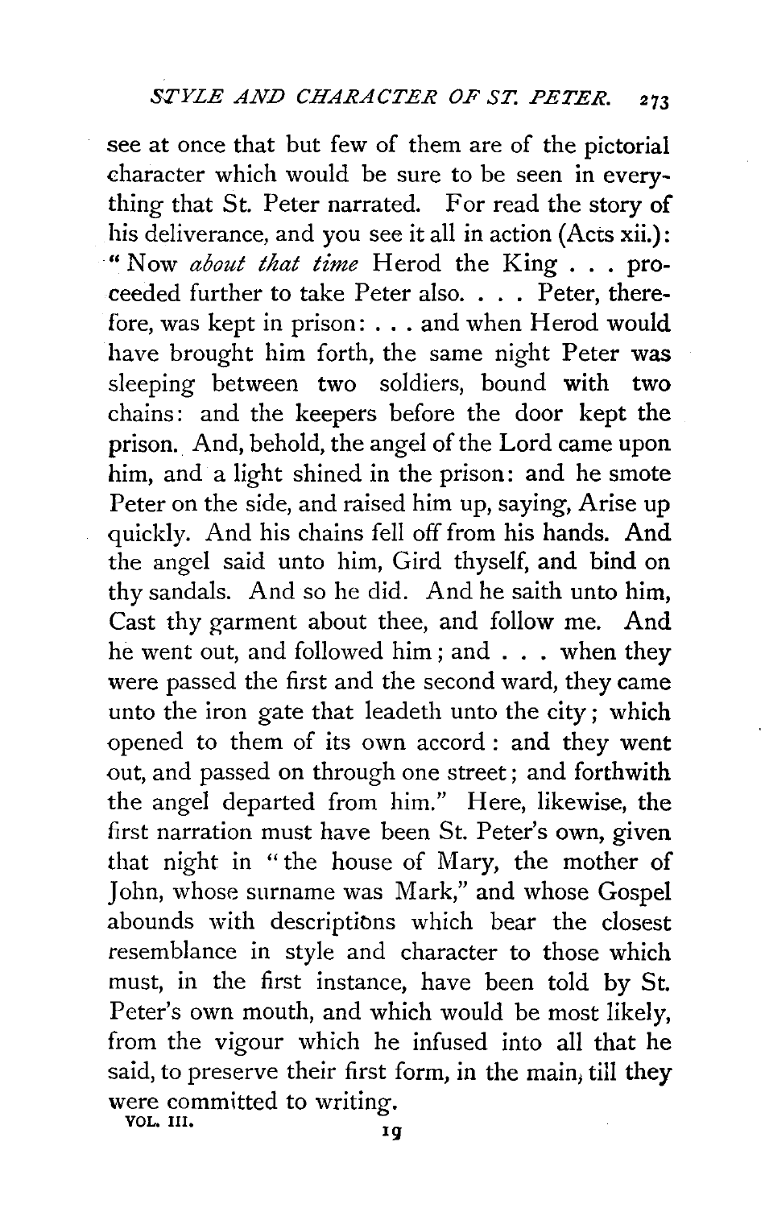see at once that but few of them are of the pictorial character which would be sure to be seen in everything that St. Peter narrated. For read the story of his deliverance, and you see it all in action (Acts xii.): "Now *about that time* Herod the King . . . proceeded further to take Peter also. . . . Peter, therefore, was kept in prison: . . . and when Herod would have brought him forth, the same night Peter was sleeping between two soldiers, bound with two chains: and the keepers before the door kept the prison. And, behold, the angel of the Lord came upon him, and a light shined in the prison: and he smote Peter on the side, and raised him up, saying, Arise up quickly. And his chains fell off from his hands. And the angel said unto him, Gird thyself, and bind on thy sandals. And so he did. And he saith unto him, Cast thy garment about thee, and follow me. And he went out, and followed him; and . . . when they were passed the first and the second ward, they came unto the iron gate that leadeth unto the city; which opened to them of its own accord: and they went out, and passed on through one street; and forthwith the angel departed from him." Here, likewise, the first narration must have been St. Peter's own, given that night in "the house of Mary, the mother of John, whose surname was Mark," and whose Gospel abounds with descriptions which bear the closest resemblance in style and character to those which must, in the first instance, have been told by St. Peter's own mouth, and which would be most likely, from the vigour which he infused into all that he said, to preserve their first form, in the main, till they were committed to writing.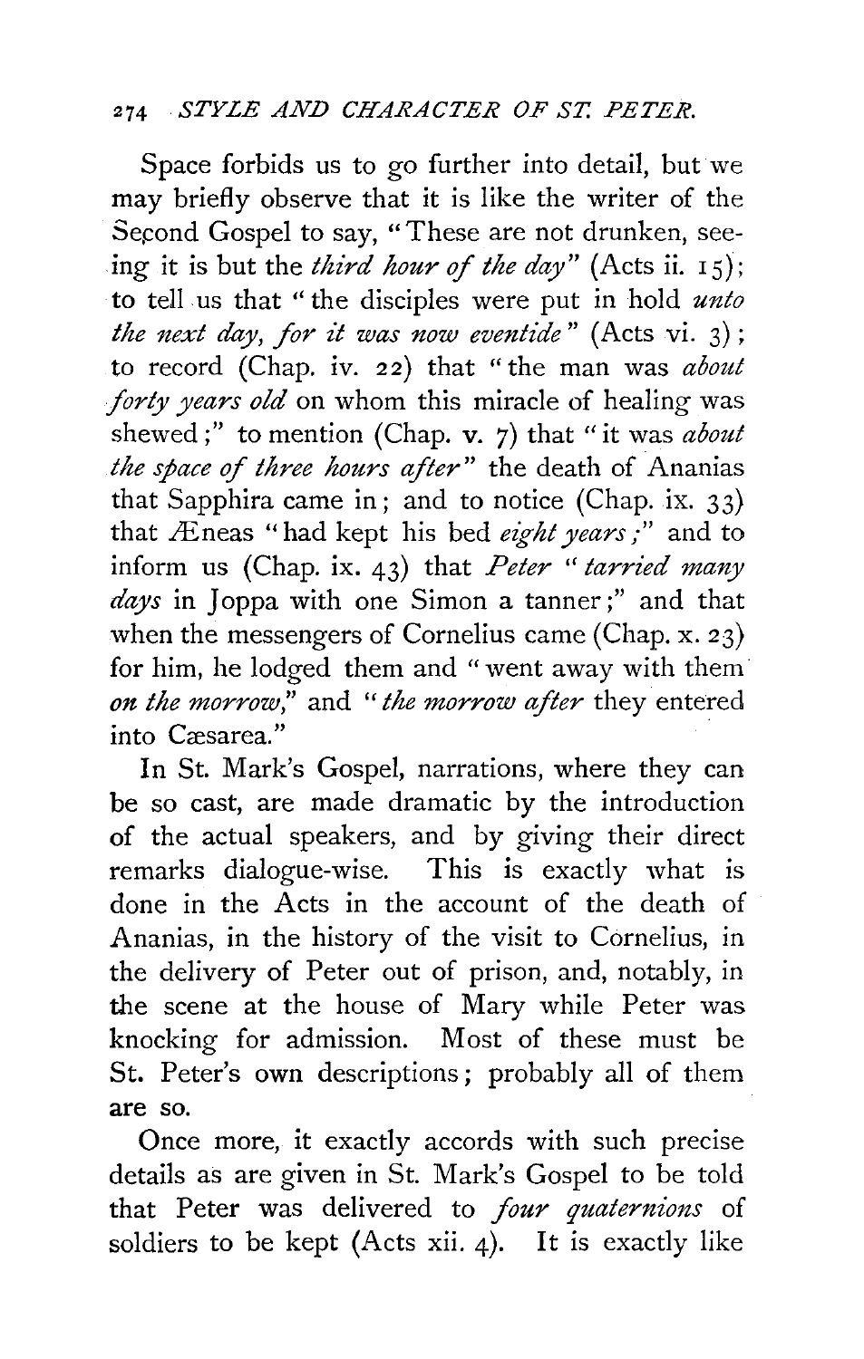Space forbids us to go further into detail, but we may briefly observe that it is like the writer of the Second Gospel to say, "These are not drunken, seeing it is but the *third hour of the day*" (Acts ii. 15); to tell us that "the disciples were put in hold *unto the next day, for it was now eventide*" (Acts vi. 3); to record (Chap. iv. 22) that "the man was *about forty years old* on whom this miracle of healing was shewed;" to mention (Chap. v. 7) that "it was *about the space of three hours after*" the death of Ananias that Sapphira came in; and to notice (Chap. ix. 33) that Æneas "had kept his bed *eight years*;" and to inform us (Chap. ix. 43) that *Peter "tarried many days* in Joppa with one Simon a tanner;" and that when the messengers of Cornelius came (Chap. x. 23) for him, he lodged them and "went away with them *on the morrow*," and "*the morrow after* they entered into Cæsarea."

In St. Mark's Gospel, narrations, where they can be so cast, are made dramatic by the introduction of the actual speakers, and by giving their direct remarks dialogue-wise. This is exactly what is done in the Acts in the account of the death of Ananias, in the history of the visit to Cornelius, in the delivery of Peter out of prison, and, notably, in the scene at the house of Mary while Peter was knocking for admission. Most of these must be St. Peter's own descriptions; probably all of them are so.

Once more, it exactly accords with such precise details as are given in St. Mark's Gospel to be told that Peter was delivered to *four quaternions* of soldiers to be kept (Acts xii. 4). It is exactly like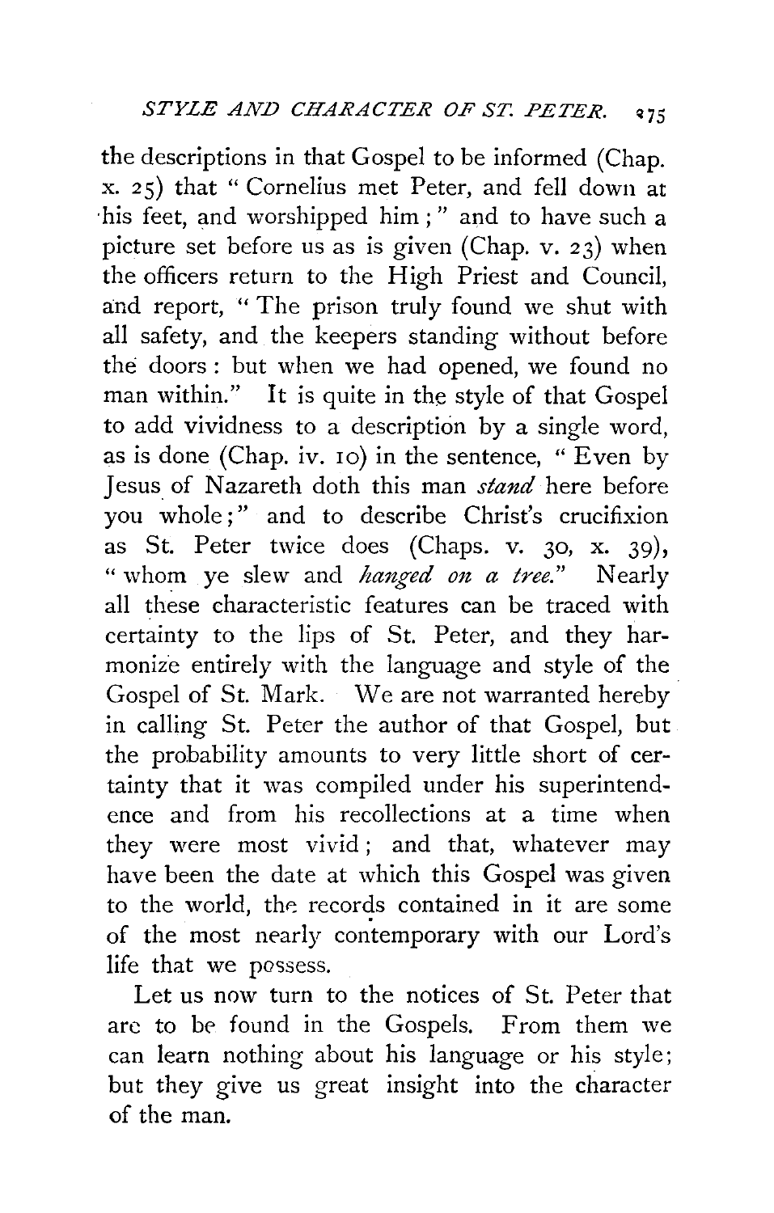the descriptions in that Gospel to be informed (Chap. x. 25) that "Cornelius met Peter, and fell down at his feet, and worshipped him;" and to have such a picture set before us as is given (Chap. v. 23) when the officers return to the High Priest and Council, and report, "The prison truly found we shut with all safety, and the keepers standing without before the doors: but when we had opened, we found no man within." It is quite in the style of that Gospel to add vividness to a description by a single word, as is done (Chap. iv. 10) in the sentence, "Even by Jesus of Nazareth doth this man *stand* here before you whole;" and to describe Christ's crucifixion as St. Peter twice does (Chaps. v. 30, x. 39), "whom ye slew and *hanged on a tree.*" Nearly all these characteristic features can be traced with certainty to the lips of St. Peter, and they harmonize entirely with the language and style of the Gospel of St. Mark. We are not warranted hereby in calling St. Peter the author of that Gospel, but the probability amounts to very little short of certainty that it was compiled under his superintendence and from his recollections at a time when they were most vivid; and that, whatever may have been the date at which this Gospel was given to the world, the records contained in it are some of the most nearly contemporary with our Lord's life that we possess.

Let us now turn to the notices of St. Peter that are to be found in the Gospels. From them we can learn nothing about his language or his style; but they give us great insight into the character of the man.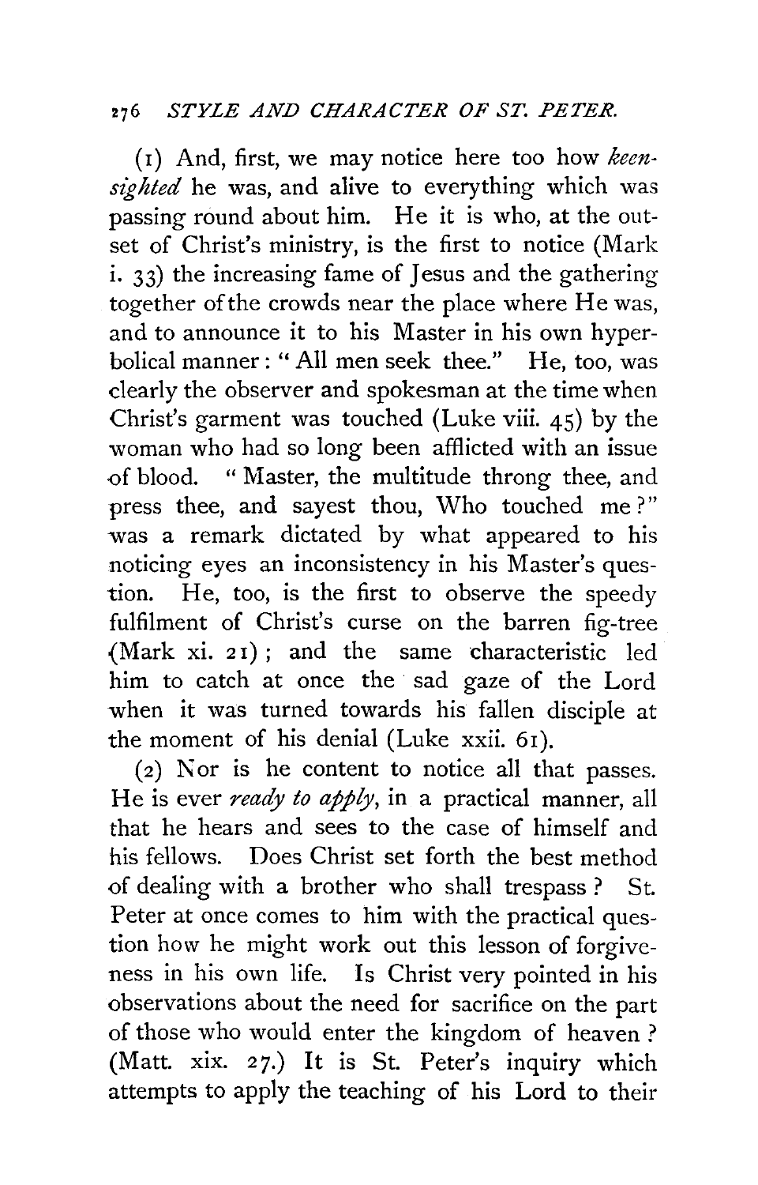(1) And, first, we may notice here too how *keen-sighted* he was, and alive to everything which was passing round about him. He it is who, at the outset of Christ's ministry, is the first to notice (Mark i. 33) the increasing fame of Jesus and the gathering together of the crowds near the place where He was, and to announce it to his Master in his own hyperbolical manner: "All men seek thee." He, too, was clearly the observer and spokesman at the time when Christ's garment was touched (Luke viii. 45) by the woman who had so long been afflicted with an issue of blood. "Master, the multitude throng thee, and press thee, and sayest thou, Who touched me?" was a remark dictated by what appeared to his noticing eyes an inconsistency in his Master's question. He, too, is the first to observe the speedy fulfilment of Christ's curse on the barren fig-tree (Mark xi. 21); and the same characteristic led him to catch at once the sad gaze of the Lord when it was turned towards his fallen disciple at the moment of his denial (Luke xxii. 61).

(2) Nor is he content to notice all that passes. He is ever *ready to apply*, in a practical manner, all that he hears and sees to the case of himself and his fellows. Does Christ set forth the best method of dealing with a brother who shall trespass? St. Peter at once comes to him with the practical question how he might work out this lesson of forgiveness in his own life. Is Christ very pointed in his observations about the need for sacrifice on the part of those who would enter the kingdom of heaven? (Matt. xix. 27.) It is St. Peter's inquiry which attempts to apply the teaching of his Lord to their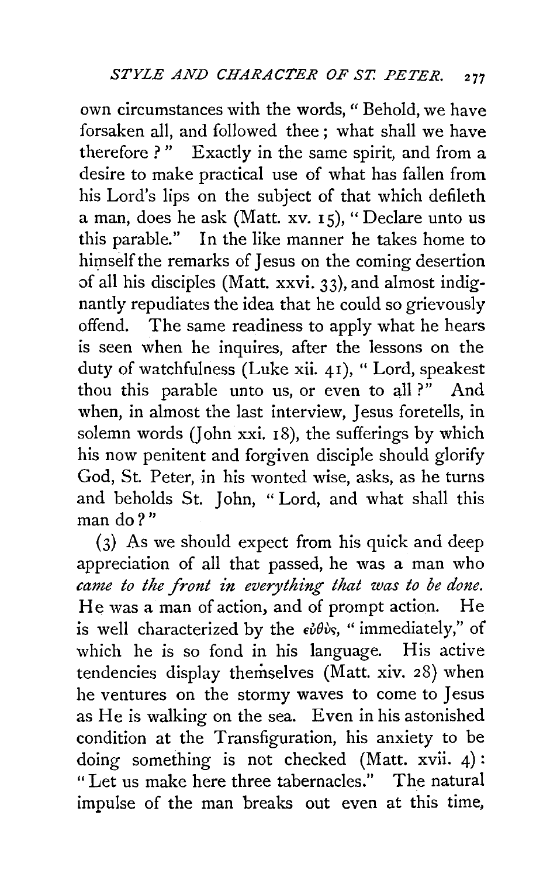own circumstances with the words, "Behold, we have forsaken all, and followed thee; what shall we have therefore?" Exactly in the same spirit, and from a desire to make practical use of what has fallen from his Lord's lips on the subject of that which defileth a man, does he ask (Matt. xv. 15), "Declare unto us this parable." In the like manner he takes home to himself the remarks of Jesus on the coming desertion of all his disciples (Matt. xxvi. 33), and almost indignantly repudiates the idea that he could so grievously offend. The same readiness to apply what he hears is seen when he inquires, after the lessons on the duty of watchfulness (Luke xii. 41), "Lord, speakest thou this parable unto us, or even to all?" And when, in almost the last interview, Jesus foretells, in solemn words (John xxi. 18), the sufferings by which his now penitent and forgiven disciple should glorify God, St. Peter, in his wonted wise, asks, as he turns and beholds St. John, "Lord, and what shall this man do?"

(3) As we should expect from his quick and deep appreciation of all that passed, he was a man who *came to the front in everything that was to be done.* He was a man of action, and of prompt action. He is well characterized by the εὐθὺς, "immediately," of which he is so fond in his language. His active tendencies display themselves (Matt. xiv. 28) when he ventures on the stormy waves to come to Jesus as He is walking on the sea. Even in his astonished condition at the Transfiguration, his anxiety to be doing something is not checked (Matt. xvii. 4): "Let us make here three tabernacles." The natural impulse of the man breaks out even at this time,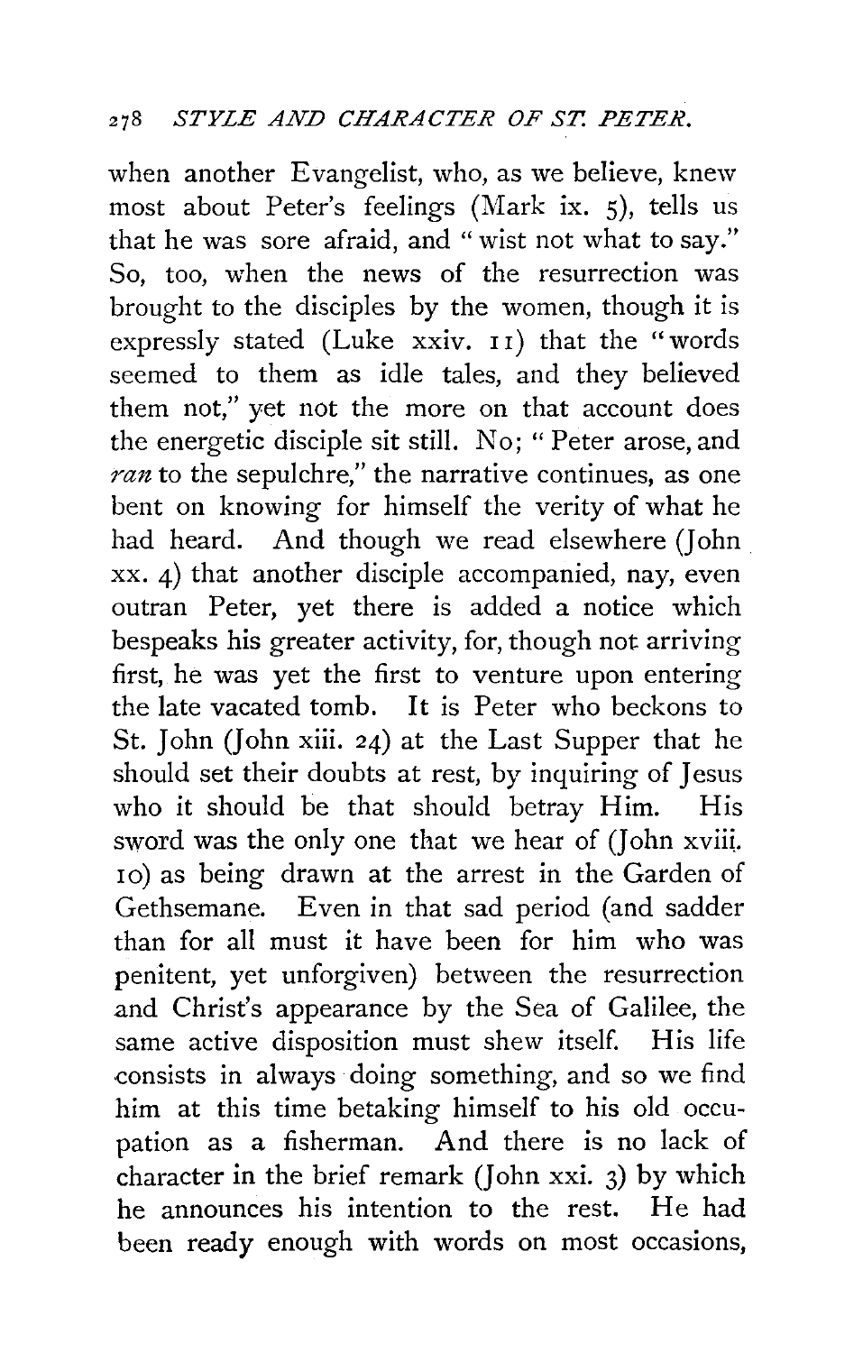when another Evangelist, who, as we believe, knew most about Peter's feelings (Mark ix. 5), tells us that he was sore afraid, and "wist not what to say." So, too, when the news of the resurrection was brought to the disciples by the women, though it is expressly stated (Luke xxiv. 11) that the "words seemed to them as idle tales, and they believed them not," yet not the more on that account does the energetic disciple sit still. No; "Peter arose, and *ran* to the sepulchre," the narrative continues, as one bent on knowing for himself the verity of what he had heard. And though we read elsewhere (John xx. 4) that another disciple accompanied, nay, even outran Peter, yet there is added a notice which bespeaks his greater activity, for, though not arriving first, he was yet the first to venture upon entering the late vacated tomb. It is Peter who beckons to St. John (John xiii. 24) at the Last Supper that he should set their doubts at rest, by inquiring of Jesus who it should be that should betray Him. His sword was the only one that we hear of (John xviii. 10) as being drawn at the arrest in the Garden of Gethsemane. Even in that sad period (and sadder than for all must it have been for him who was penitent, yet unforgiven) between the resurrection and Christ's appearance by the Sea of Galilee, the same active disposition must shew itself. His life consists in always doing something, and so we find him at this time betaking himself to his old occupation as a fisherman. And there is no lack of character in the brief remark (John xxi. 3) by which he announces his intention to the rest. He had been ready enough with words on most occasions,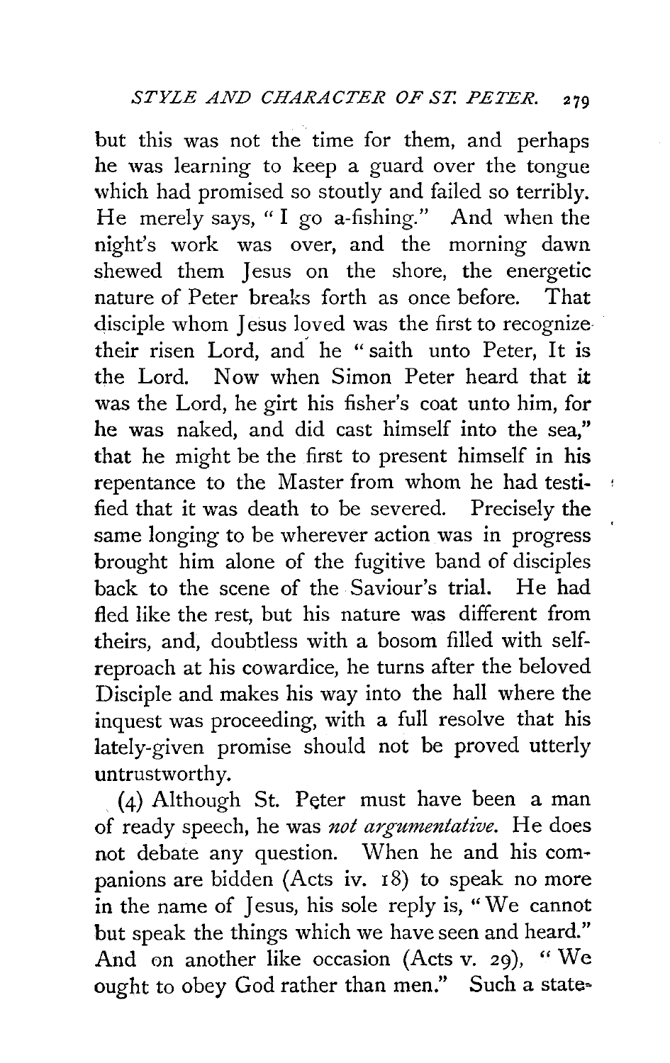but this was not the time for them, and perhaps he was learning to keep a guard over the tongue which had promised so stoutly and failed so terribly. He merely says, "I go a-fishing." And when the night's work was over, and the morning dawn shewed them Jesus on the shore, the energetic nature of Peter breaks forth as once before. That disciple whom Jesus loved was the first to recognize their risen Lord, and he "saith unto Peter, It is the Lord. Now when Simon Peter heard that it was the Lord, he girt his fisher's coat unto him, for he was naked, and did cast himself into the sea," that he might be the first to present himself in his repentance to the Master from whom he had testified that it was death to be severed. Precisely the same longing to be wherever action was in progress brought him alone of the fugitive band of disciples back to the scene of the Saviour's trial. He had fled like the rest, but his nature was different from theirs, and, doubtless with a bosom filled with self-reproach at his cowardice, he turns after the beloved Disciple and makes his way into the hall where the inquest was proceeding, with a full resolve that his lately-given promise should not be proved utterly untrustworthy.

(4) Although St. Peter must have been a man of ready speech, he was *not argumentative*. He does not debate any question. When he and his companions are bidden (Acts iv. 18) to speak no more in the name of Jesus, his sole reply is, "We cannot but speak the things which we have seen and heard." And on another like occasion (Acts v. 29), "We ought to obey God rather than men." Such a state-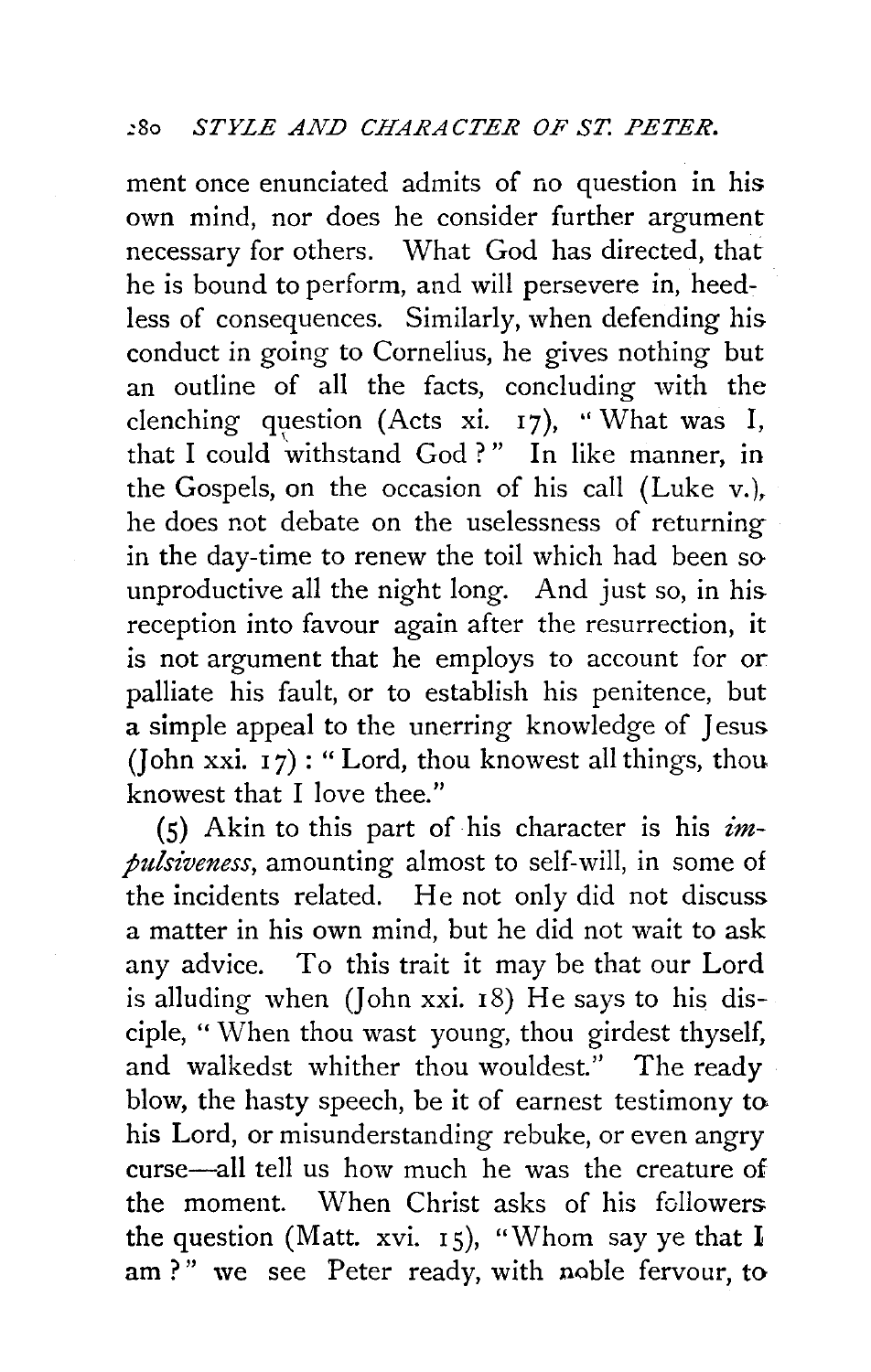ment once enunciated admits of no question in his own mind, nor does he consider further argument necessary for others. What God has directed, that he is bound to perform, and will persevere in, heedless of consequences. Similarly, when defending his conduct in going to Cornelius, he gives nothing but an outline of all the facts, concluding with the clenching question (Acts xi. 17), "What was I, that I could withstand God?" In like manner, in the Gospels, on the occasion of his call (Luke v.), he does not debate on the uselessness of returning in the day-time to renew the toil which had been so unproductive all the night long. And just so, in his reception into favour again after the resurrection, it is not argument that he employs to account for or palliate his fault, or to establish his penitence, but a simple appeal to the unerring knowledge of Jesus (John xxi. 17): "Lord, thou knowest all things, thou knowest that I love thee."

(5) Akin to this part of his character is his *impulsiveness*, amounting almost to self-will, in some of the incidents related. He not only did not discuss a matter in his own mind, but he did not wait to ask any advice. To this trait it may be that our Lord is alluding when (John xxi. 18) He says to his disciple, "When thou wast young, thou girdest thyself, and walkedst whither thou wouldest." The ready blow, the hasty speech, be it of earnest testimony to his Lord, or misunderstanding rebuke, or even angry curse—all tell us how much he was the creature of the moment. When Christ asks of his followers the question (Matt. xvi. 15), "Whom say ye that I am?" we see Peter ready, with noble fervour, to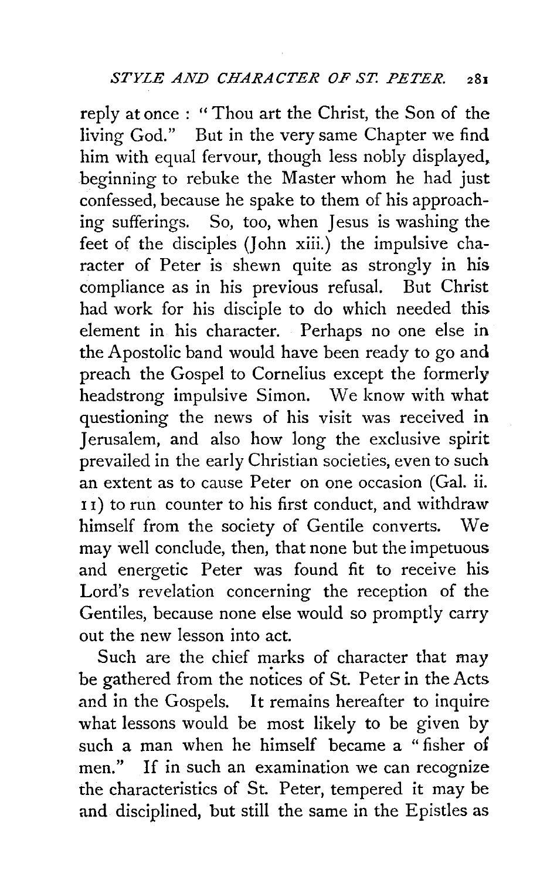reply at once : "Thou art the Christ, the Son of the living God." But in the very same Chapter we find him with equal fervour, though less nobly displayed, beginning to rebuke the Master whom he had just confessed, because he spake to them of his approaching sufferings. So, too, when Jesus is washing the feet of the disciples (John xiii.) the impulsive character of Peter is shewn quite as strongly in his compliance as in his previous refusal. But Christ had work for his disciple to do which needed this element in his character. Perhaps no one else in the Apostolic band would have been ready to go and preach the Gospel to Cornelius except the formerly headstrong impulsive Simon. We know with what questioning the news of his visit was received in Jerusalem, and also how long the exclusive spirit prevailed in the early Christian societies, even to such an extent as to cause Peter on one occasion (Gal. ii. 11) to run counter to his first conduct, and withdraw himself from the society of Gentile converts. We may well conclude, then, that none but the impetuous and energetic Peter was found fit to receive his Lord's revelation concerning the reception of the Gentiles, because none else would so promptly carry out the new lesson into act.

Such are the chief marks of character that may be gathered from the notices of St. Peter in the Acts and in the Gospels. It remains hereafter to inquire what lessons would be most likely to be given by such a man when he himself became a "fisher of men." If in such an examination we can recognize the characteristics of St. Peter, tempered it may be and disciplined, but still the same in the Epistles as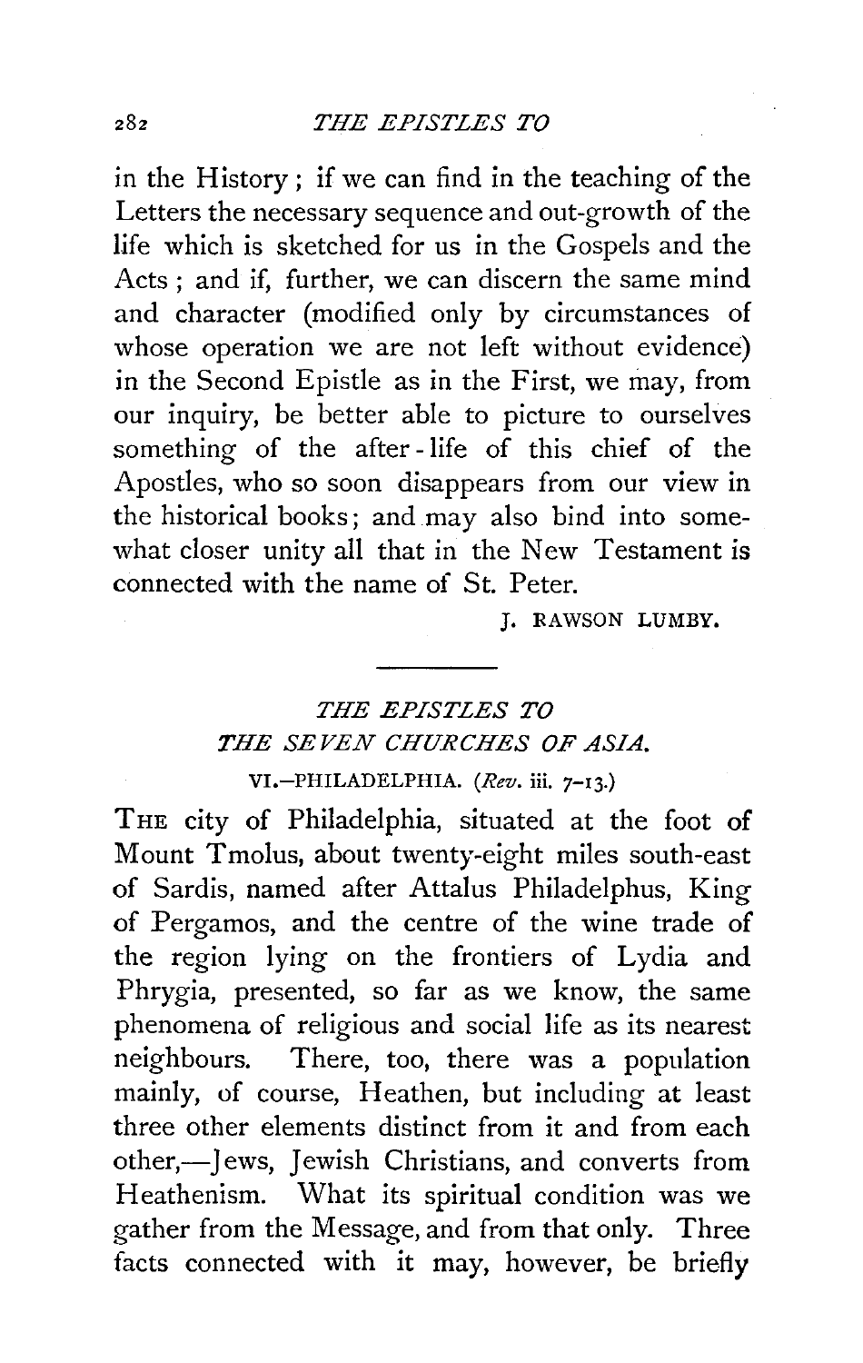in the History; if we can find in the teaching of the Letters the necessary sequence and out-growth of the life which is sketched for us in the Gospels and the Acts; and if, further, we can discern the same mind and character (modified only by circumstances of whose operation we are not left without evidence) in the Second Epistle as in the First, we may, from our inquiry, be better able to picture to ourselves something of the after-life of this chief of the Apostles, who so soon disappears from our view in the historical books; and may also bind into somewhat closer unity all that in the New Testament is connected with the name of St. Peter.

J. RAWSON LUMBY.

---

## *THE EPISTLES TO THE SEVEN CHURCHES OF ASIA.*

### VI.—PHILADELPHIA. (*Rev.* iii. 7–13.)

THE city of Philadelphia, situated at the foot of Mount Tmolus, about twenty-eight miles south-east of Sardis, named after Attalus Philadelphus, King of Pergamos, and the centre of the wine trade of the region lying on the frontiers of Lydia and Phrygia, presented, so far as we know, the same phenomena of religious and social life as its nearest neighbours. There, too, there was a population mainly, of course, Heathen, but including at least three other elements distinct from it and from each other,—Jews, Jewish Christians, and converts from Heathenism. What its spiritual condition was we gather from the Message, and from that only. Three facts connected with it may, however, be briefly